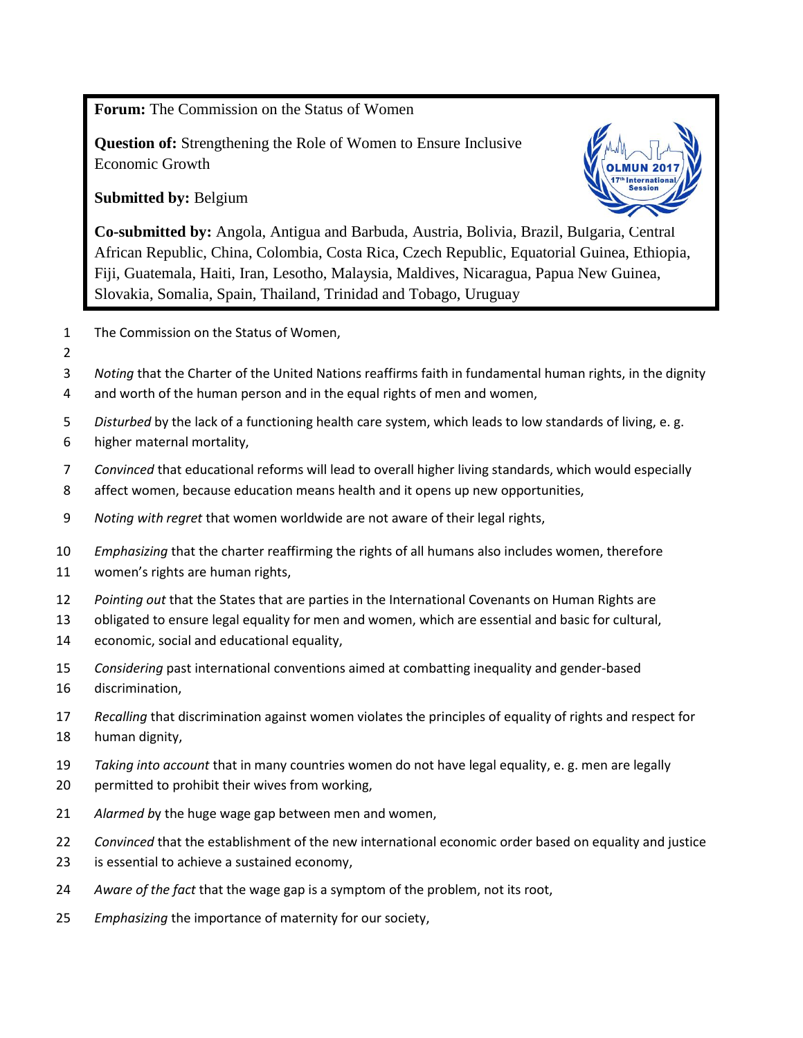**Forum:** The Commission on the Status of Women

**Question of:** Strengthening the Role of Women to Ensure Inclusive Economic Growth

**Submitted by:** Belgium

**Co-submitted by:** Angola, Antigua and Barbuda, Austria, Bolivia, Brazil, Bulgaria, Central African Republic, China, Colombia, Costa Rica, Czech Republic, Equatorial Guinea, Ethiopia, Fiji, Guatemala, Haiti, Iran, Lesotho, Malaysia, Maldives, Nicaragua, Papua New Guinea, Slovakia, Somalia, Spain, Thailand, Trinidad and Tobago, Uruguay

1 The Commission on the Status of Women,

2

3 *Noting* that the Charter of the United Nations reaffirms faith in fundamental human rights, in the dignity
4 and worth of the human person and in the equal rights of men and women,

5 *Disturbed* by the lack of a functioning health care system, which leads to low standards of living, e. g.
6 higher maternal mortality,

7 *Convinced* that educational reforms will lead to overall higher living standards, which would especially
8 affect women, because education means health and it opens up new opportunities,

9 *Noting with regret* that women worldwide are not aware of their legal rights,

10 *Emphasizing* that the charter reaffirming the rights of all humans also includes women, therefore
11 women's rights are human rights,

12 *Pointing out* that the States that are parties in the International Covenants on Human Rights are
13 obligated to ensure legal equality for men and women, which are essential and basic for cultural,
14 economic, social and educational equality,

15 *Considering* past international conventions aimed at combatting inequality and gender-based
16 discrimination,

17 *Recalling* that discrimination against women violates the principles of equality of rights and respect for
18 human dignity,

19 *Taking into account* that in many countries women do not have legal equality, e. g. men are legally
20 permitted to prohibit their wives from working,

21 *Alarmed b*y the huge wage gap between men and women,

22 *Convinced* that the establishment of the new international economic order based on equality and justice
23 is essential to achieve a sustained economy,

24 *Aware of the fact* that the wage gap is a symptom of the problem, not its root,

25 *Emphasizing* the importance of maternity for our society,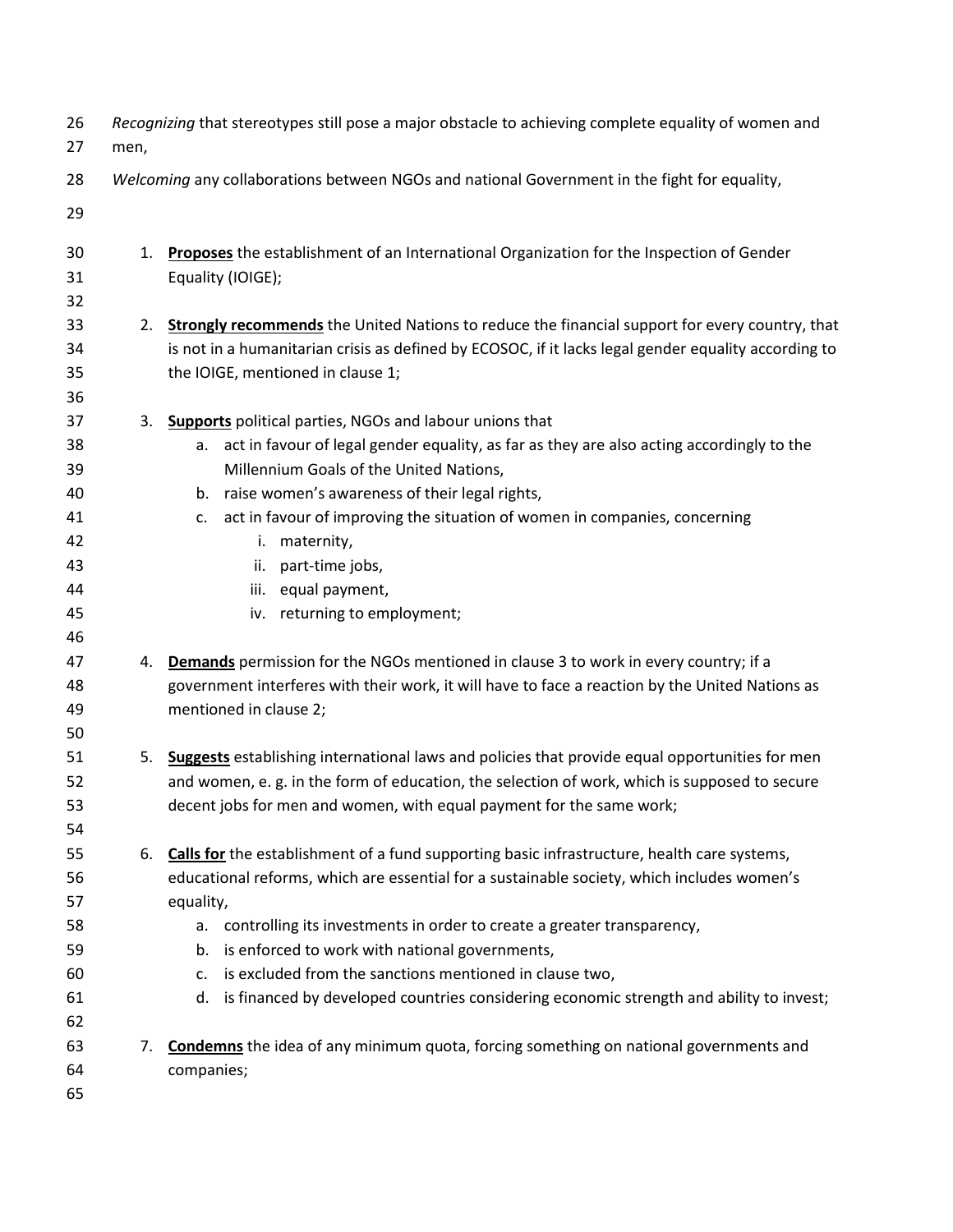*Recognizing* that stereotypes still pose a major obstacle to achieving complete equality of women and men,

*Welcoming* any collaborations between NGOs and national Government in the fight for equality,

1. **Proposes** the establishment of an International Organization for the Inspection of Gender Equality (IOIGE);

2. **Strongly recommends** the United Nations to reduce the financial support for every country, that is not in a humanitarian crisis as defined by ECOSOC, if it lacks legal gender equality according to the IOIGE, mentioned in clause 1;

3. **Supports** political parties, NGOs and labour unions that
   a. act in favour of legal gender equality, as far as they are also acting accordingly to the Millennium Goals of the United Nations,
   b. raise women's awareness of their legal rights,
   c. act in favour of improving the situation of women in companies, concerning
      i. maternity,
      ii. part-time jobs,
      iii. equal payment,
      iv. returning to employment;

4. **Demands** permission for the NGOs mentioned in clause 3 to work in every country; if a government interferes with their work, it will have to face a reaction by the United Nations as mentioned in clause 2;

5. **Suggests** establishing international laws and policies that provide equal opportunities for men and women, e. g. in the form of education, the selection of work, which is supposed to secure decent jobs for men and women, with equal payment for the same work;

6. **Calls for** the establishment of a fund supporting basic infrastructure, health care systems, educational reforms, which are essential for a sustainable society, which includes women's equality,
   a. controlling its investments in order to create a greater transparency,
   b. is enforced to work with national governments,
   c. is excluded from the sanctions mentioned in clause two,
   d. is financed by developed countries considering economic strength and ability to invest;

7. **Condemns** the idea of any minimum quota, forcing something on national governments and companies;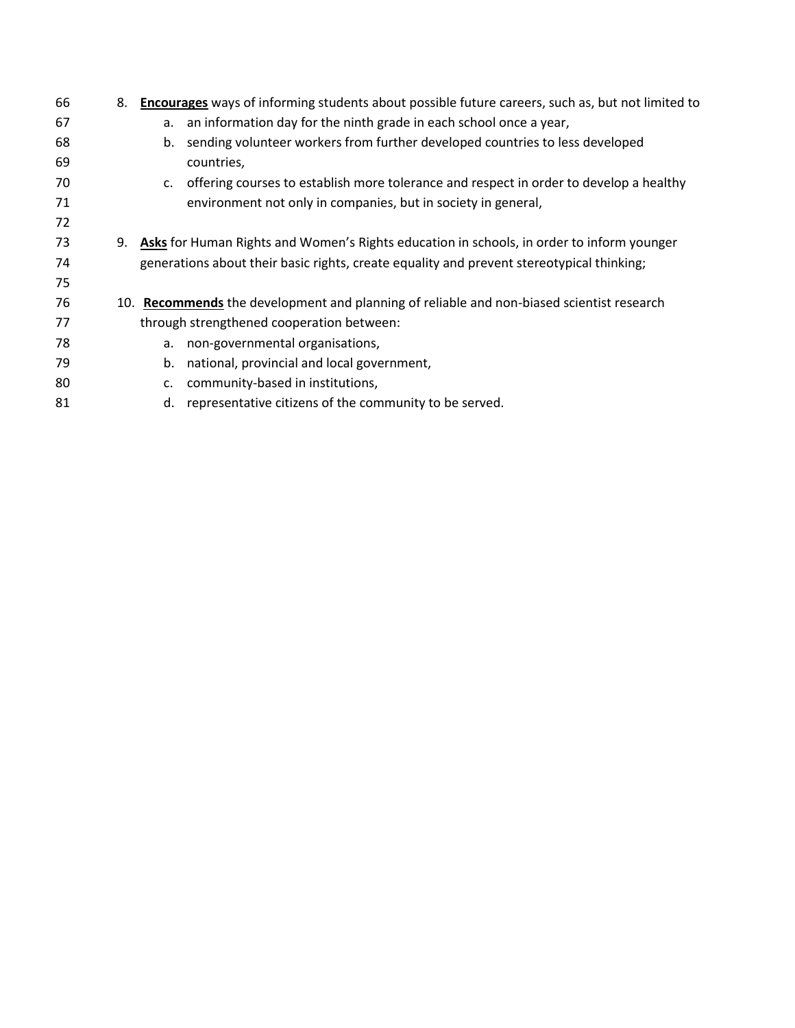8. **Encourages** ways of informing students about possible future careers, such as, but not limited to
    a. an information day for the ninth grade in each school once a year,
    b. sending volunteer workers from further developed countries to less developed countries,
    c. offering courses to establish more tolerance and respect in order to develop a healthy environment not only in companies, but in society in general,

9. **Asks** for Human Rights and Women's Rights education in schools, in order to inform younger generations about their basic rights, create equality and prevent stereotypical thinking;

10. **Recommends** the development and planning of reliable and non-biased scientist research through strengthened cooperation between:
    a. non-governmental organisations,
    b. national, provincial and local government,
    c. community-based in institutions,
    d. representative citizens of the community to be served.